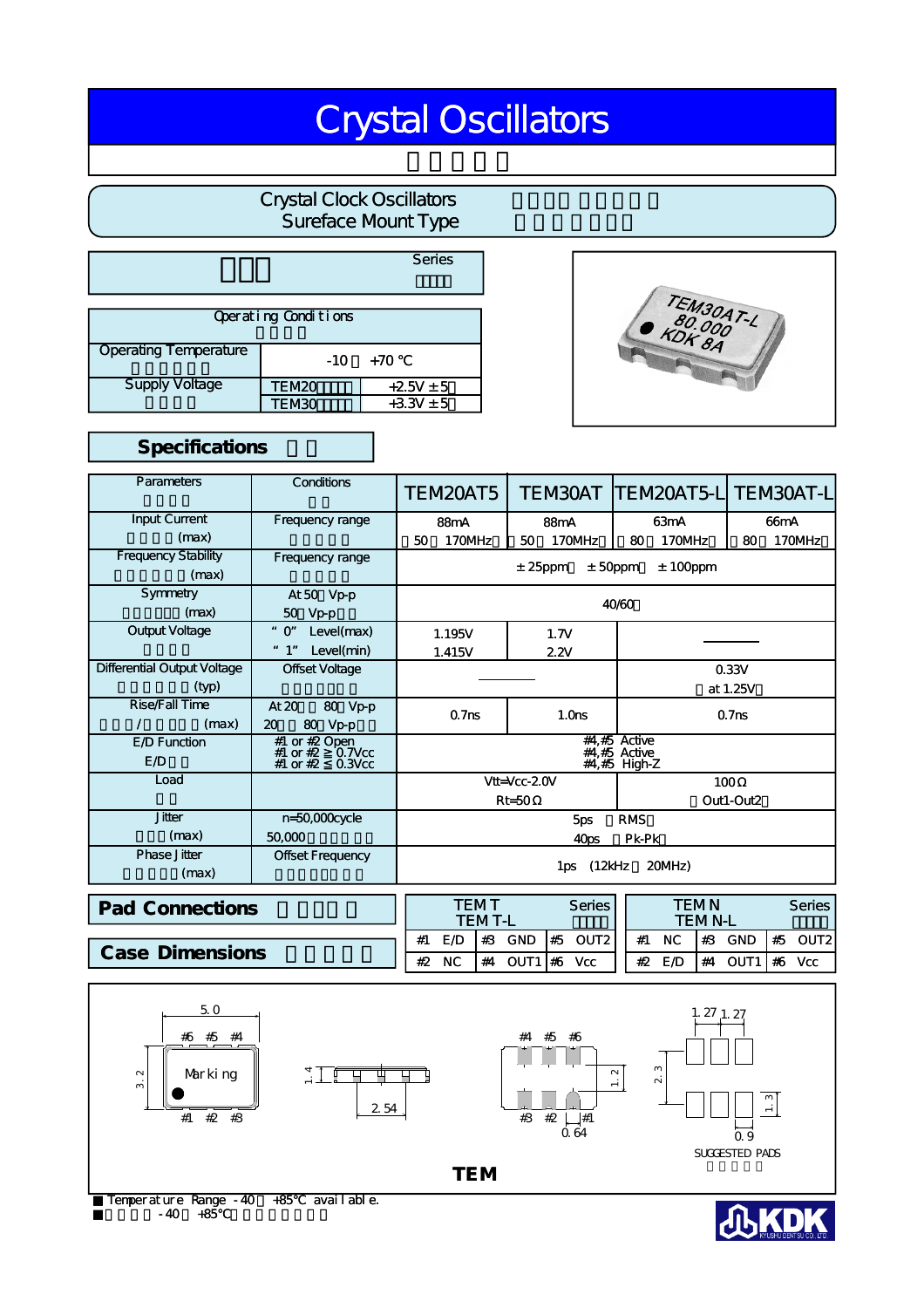# Crystal Oscillators

## Crystal Clock Oscillators
## Sureface Mount Type

Series

| Operating Conditions | | |
|---|---|---|
| Operating Temperature | -10 +70 ℃ | |
| Supply Voltage | TEM20 | +2.5V ± 5 |
| | TEM30 | +3.3V ± 5 |

## Specifications

| Parameters | Conditions | TEM20AT5 | TEM30AT | TEM20AT5-L | TEM30AT-L |
|---|---|---|---|---|---|
| Input Current (max) | Frequency range | 88mA<br>50 170MHz | 88mA<br>50 170MHz | 63mA<br>80 170MHz | 66mA<br>80 170MHz |
| Frequency Stability (max) | Frequency range | ± 25ppm ± 50ppm ± 100ppm | | | |
| Symmetry (max) | At 50 Vp-p<br>50 Vp-p | 40/60 | | | |
| Output Voltage | "0" Level(max)<br>"1" Level(min) | 1.195V<br>1.415V | 1.7V<br>2.2V | ——— | |
| Differential Output Voltage (typ) | Offset Voltage | ——— | | 0.33V<br>at 1.25V | |
| Rise/Fall Time / (max) | At 20 80 Vp-p<br>20 80 Vp-p | 0.7ns | 1.0ns | 0.7ns | |
| E/D Function<br>E/D | #1 or #2 Open<br>#1 or #2 ≧ 0.7Vcc<br>#1 or #2 ≦ 0.3Vcc | #4,#5 Active<br>#4,#5 Active<br>#4,#5 High-Z | | | |
| Load | | Vtt=Vcc-2.0V<br>Rt=50Ω | | 100Ω<br>Out1-Out2 | |
| Jitter (max) | n=50,000cycle<br>50,000 | 5ps RMS<br>40ps Pk-Pk | | | |
| Phase Jitter (max) | Offset Frequency | 1ps (12kHz 20MHz) | | | |

## Pad Connections

| TEM T / TEM T-L Series | | | | | |
|---|---|---|---|---|---|
| #1 | E/D | #3 | GND | #5 | OUT2 |
| #2 | NC | #4 | OUT1 | #6 | Vcc |

| TEM N / TEM N-L Series | | | | | |
|---|---|---|---|---|---|
| #1 | NC | #3 | GND | #5 | OUT2 |
| #2 | E/D | #4 | OUT1 | #6 | Vcc |

## Case Dimensions

5.0, 3.2, Marking, #6 #5 #4, #1 #2 #3, 1.4, 2.54, 1.2, 0.64, 1.27 1.27, 2.3, 1.3, 0.9, SUGGESTED PADS

**TEM**

■ Temperature Range -40 +85℃ available.
■ -40 +85℃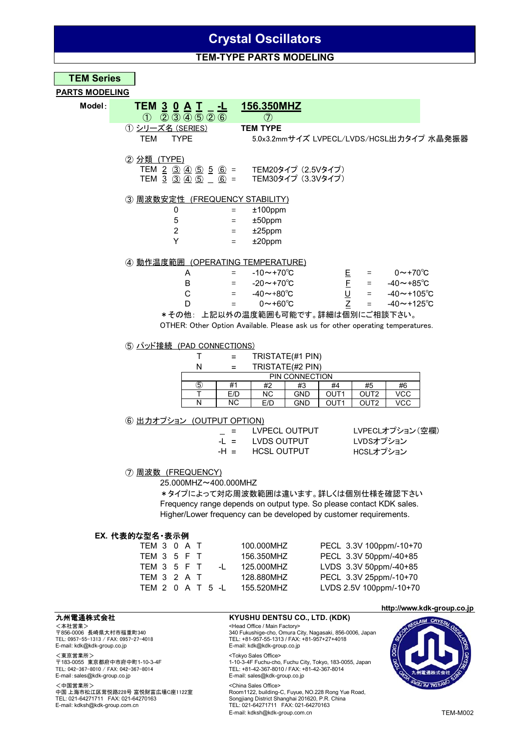# Crystal Oscillators

## TEM-TYPE PARTS MODELING

### TEM Series

**PARTS MODELING**

**Model:** **TEM 3 0 A T _ -L　156.350MHZ**
①　②③④⑤②⑥　⑦

① シリーズ名 (SERIES)　　**TEM TYPE**
TEM　TYPE　　5.0x3.2mmサイズ LVPECL/LVDS/HCSL出力タイプ 水晶発振器

② 分類 (TYPE)
TEM 2 ③ ④ ⑤ 5 ⑥ = TEM20タイプ (2.5Vタイプ)
TEM 3 ③ ④ ⑤ _ ⑥ = TEM30タイプ (3.3Vタイプ)

③ 周波数安定性 (FREQUENCY STABILITY)

| | | |
|---|---|---|
| 0 | = | ±100ppm |
| 5 | = | ±50ppm |
| 2 | = | ±25ppm |
| Y | = | ±20ppm |

④ 動作温度範囲 (OPERATING TEMPERATURE)

| | | | | | |
|---|---|---|---|---|---|
| A | = | -10～+70℃ | E | = | 0～+70℃ |
| B | = | -20～+70℃ | F | = | -40～+85℃ |
| C | = | -40～+80℃ | U | = | -40～+105℃ |
| D | = | 0～+60℃ | Z | = | -40～+125℃ |

＊その他: 上記以外の温度範囲も可能です。詳細は個別にご相談下さい。
OTHER: Other Option Available. Please ask us for other operating temperatures.

⑤ パッド接続 (PAD CONNECTIONS)
T = TRISTATE(#1 PIN)
N = TRISTATE(#2 PIN)

| PIN CONNECTION | | | | | | |
|---|---|---|---|---|---|---|
| ⑤ | #1 | #2 | #3 | #4 | #5 | #6 |
| T | E/D | NC | GND | OUT1 | OUT2 | VCC |
| N | NC | E/D | GND | OUT1 | OUT2 | VCC |

⑥ 出力オプション (OUTPUT OPTION)

| | | | |
|---|---|---|---|
| _ | = | LVPECL OUTPUT | LVPECLオプション(空欄) |
| -L | = | LVDS OUTPUT | LVDSオプション |
| -H | = | HCSL OUTPUT | HCSLオプション |

⑦ 周波数 (FREQUENCY)
25.000MHZ～400.000MHZ
＊タイプによって対応周波数範囲は違います。詳しくは個別仕様を確認下さい
Frequency range depends on output type. So please contact KDK sales.
Higher/Lower frequency can be developed by customer requirements.

**EX. 代表的な型名・表示例**

| | | |
|---|---|---|
| TEM 3 0 A T | 100.000MHZ | PECL 3.3V 100ppm/-10+70 |
| TEM 3 5 F T | 156.350MHZ | PECL 3.3V 50ppm/-40+85 |
| TEM 3 5 F T -L | 125.000MHZ | LVDS 3.3V 50ppm/-40+85 |
| TEM 3 2 A T | 128.880MHZ | PECL 3.3V 25ppm/-10+70 |
| TEM 2 0 A T 5 -L | 155.520MHZ | LVDS 2.5V 100ppm/-10+70 |

http://www.kdk-group.co.jp

**九州電通株式会社**
<本社営業>
〒856-0006 長崎県大村市福重町340
TEL: 0957-55-1313 / FAX: 0957-27-4018
E-mail: kdk@kdk-group.co.jp
<東京営業所>
〒183-0055 東京都府中市府中町1-10-3-4F
TEL: 042-367-8010 / FAX: 042-367-8014
E-mail: sales@kdk-group.co.jp
<中国営業所>
中国 上海市松江区茸悦路228号 富悦財富広場C座1122室
TEL: 021-64271711 FAX: 021-64270163
E-mail: kdksh@kdk-group.com.cn

**KYUSHU DENTSU CO., LTD. (KDK)**
<Head Office / Main Factory>
340 Fukushige-cho, Omura City, Nagasaki, 856-0006, Japan
TEL: +81-957-55-1313 / FAX: +81-957+27+4018
E-mail: kdk@kdk-group.co.jp
<Tokyo Sales Office>
1-10-3-4F Fuchu-cho, Fuchu City, Tokyo, 183-0055, Japan
TEL: +81-42-367-8010 / FAX: +81-42-367-8014
E-mail: sales@kdk-group.co.jp
<China Sales Office>
Room1122, building-C, Fuyue, NO.228 Rong Yue Road,
Songjiang District Shanghai 201620, P.R. China
TEL: 021-64271711 FAX: 021-64270163
E-mail: kdksh@kdk-group.com.cn

TEM-M002